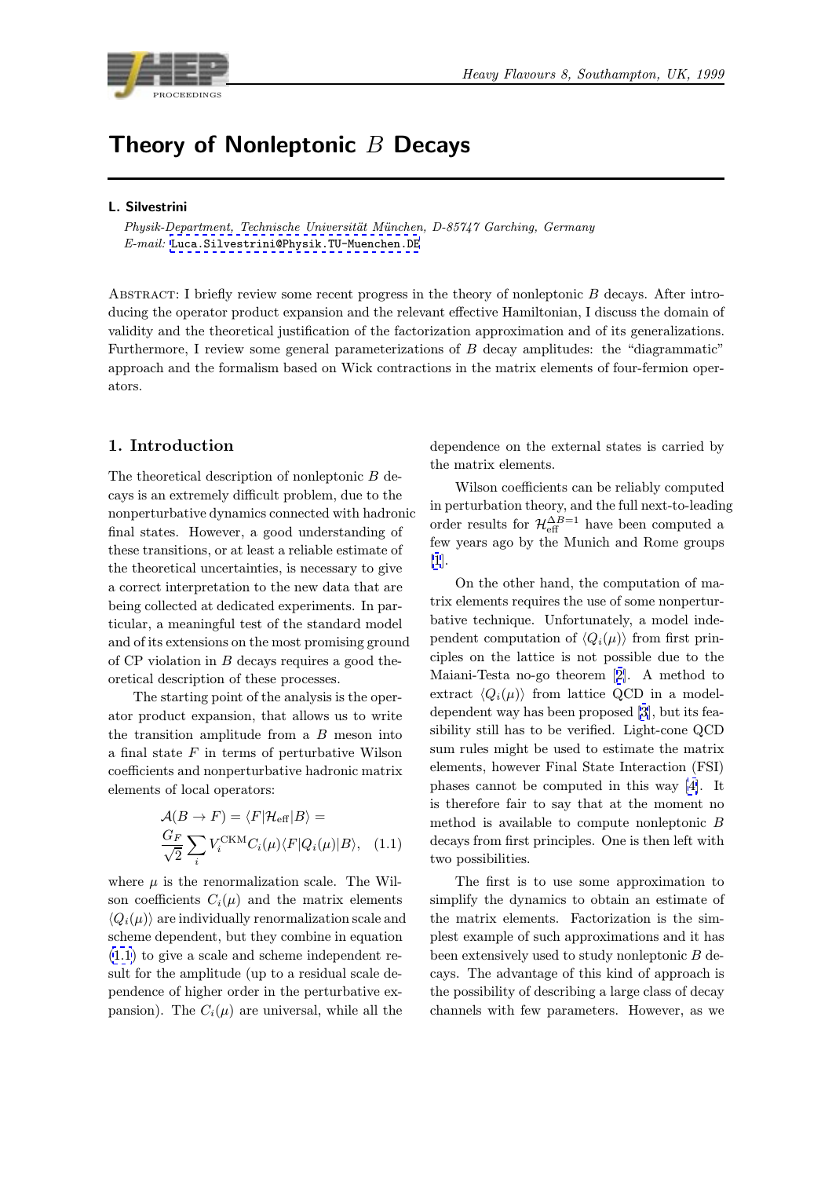# Theory of Nonleptonic $B$ Decays

**L. Silvestrini**

*Physik-Department, Technische Universität München, D-85747 Garching, Germany*
*E-mail:* Luca.Silvestrini@Physik.TU-Muenchen.DE

Abstract: I briefly review some recent progress in the theory of nonleptonic $B$ decays. After introducing the operator product expansion and the relevant effective Hamiltonian, I discuss the domain of validity and the theoretical justification of the factorization approximation and of its generalizations. Furthermore, I review some general parameterizations of $B$ decay amplitudes: the "diagrammatic" approach and the formalism based on Wick contractions in the matrix elements of four-fermion operators.

## 1. Introduction

The theoretical description of nonleptonic $B$ decays is an extremely difficult problem, due to the nonperturbative dynamics connected with hadronic final states. However, a good understanding of these transitions, or at least a reliable estimate of the theoretical uncertainties, is necessary to give a correct interpretation to the new data that are being collected at dedicated experiments. In particular, a meaningful test of the standard model and of its extensions on the most promising ground of CP violation in $B$ decays requires a good theoretical description of these processes.

The starting point of the analysis is the operator product expansion, that allows us to write the transition amplitude from a $B$ meson into a final state $F$ in terms of perturbative Wilson coefficients and nonperturbative hadronic matrix elements of local operators:

$$
\mathcal{A}(B \to F) = \langle F|\mathcal{H}_{\mathrm{eff}}|B\rangle = \frac{G_F}{\sqrt{2}} \sum_i V_i^{\mathrm{CKM}} C_i(\mu) \langle F|Q_i(\mu)|B\rangle, \quad (1.1)
$$

where $\mu$ is the renormalization scale. The Wilson coefficients $C_i(\mu)$ and the matrix elements $\langle Q_i(\mu)\rangle$ are individually renormalization scale and scheme dependent, but they combine in equation (1.1) to give a scale and scheme independent result for the amplitude (up to a residual scale dependence of higher order in the perturbative expansion). The $C_i(\mu)$ are universal, while all the dependence on the external states is carried by the matrix elements.

Wilson coefficients can be reliably computed in perturbation theory, and the full next-to-leading order results for $\mathcal{H}_{\mathrm{eff}}^{\Delta B=1}$ have been computed a few years ago by the Munich and Rome groups [1].

On the other hand, the computation of matrix elements requires the use of some nonperturbative technique. Unfortunately, a model independent computation of $\langle Q_i(\mu)\rangle$ from first principles on the lattice is not possible due to the Maiani-Testa no-go theorem [2]. A method to extract $\langle Q_i(\mu)\rangle$ from lattice QCD in a model-dependent way has been proposed [3], but its feasibility still has to be verified. Light-cone QCD sum rules might be used to estimate the matrix elements, however Final State Interaction (FSI) phases cannot be computed in this way [4]. It is therefore fair to say that at the moment no method is available to compute nonleptonic $B$ decays from first principles. One is then left with two possibilities.

The first is to use some approximation to simplify the dynamics to obtain an estimate of the matrix elements. Factorization is the simplest example of such approximations and it has been extensively used to study nonleptonic $B$ decays. The advantage of this kind of approach is the possibility of describing a large class of decay channels with few parameters. However, as we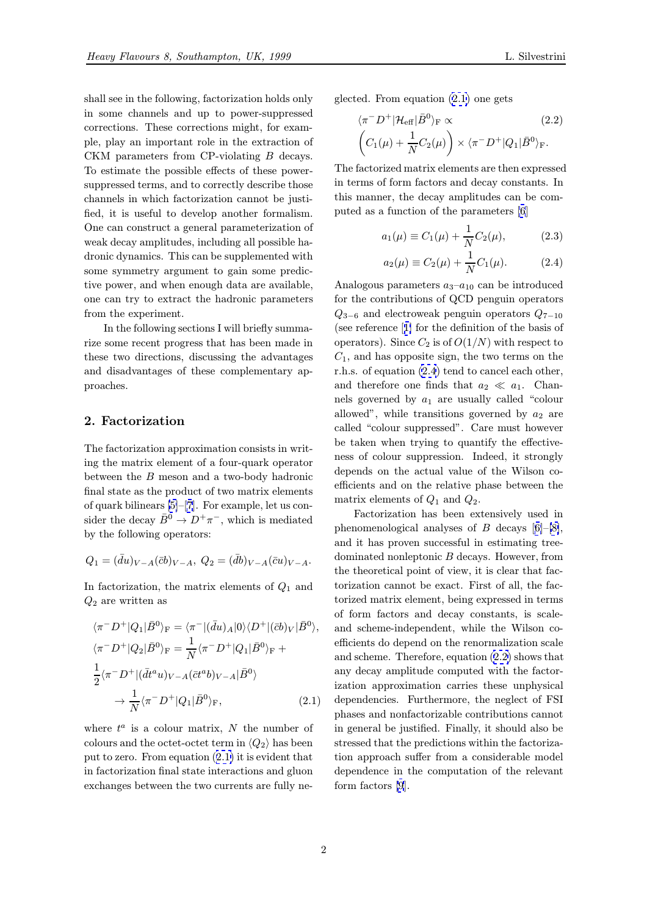shall see in the following, factorization holds only in some channels and up to power-suppressed corrections. These corrections might, for example, play an important role in the extraction of CKM parameters from CP-violating $B$ decays. To estimate the possible effects of these power-suppressed terms, and to correctly describe those channels in which factorization cannot be justified, it is useful to develop another formalism. One can construct a general parameterization of weak decay amplitudes, including all possible hadronic dynamics. This can be supplemented with some symmetry argument to gain some predictive power, and when enough data are available, one can try to extract the hadronic parameters from the experiment.

In the following sections I will briefly summarize some recent progress that has been made in these two directions, discussing the advantages and disadvantages of these complementary approaches.

## 2. Factorization

The factorization approximation consists in writing the matrix element of a four-quark operator between the $B$ meson and a two-body hadronic final state as the product of two matrix elements of quark bilinears [5]–[7]. For example, let us consider the decay $\bar{B}^0 \to D^+\pi^-$, which is mediated by the following operators:

$$Q_1 = (\bar{d}u)_{V-A}(\bar{c}b)_{V-A},\ Q_2 = (\bar{d}b)_{V-A}(\bar{c}u)_{V-A}.$$

In factorization, the matrix elements of $Q_1$ and $Q_2$ are written as

$$\begin{aligned}
&\langle \pi^- D^+ | Q_1 | \bar{B}^0 \rangle_{\rm F} = \langle \pi^- | (\bar{d}u)_A | 0 \rangle \langle D^+ | (\bar{c}b)_V | \bar{B}^0 \rangle, \\
&\langle \pi^- D^+ | Q_2 | \bar{B}^0 \rangle_{\rm F} = \frac{1}{N} \langle \pi^- D^+ | Q_1 | \bar{B}^0 \rangle_{\rm F} + \\
&\frac{1}{2} \langle \pi^- D^+ | (\bar{d} t^a u)_{V-A} (\bar{c} t^a b)_{V-A} | \bar{B}^0 \rangle \\
&\quad \to \frac{1}{N} \langle \pi^- D^+ | Q_1 | \bar{B}^0 \rangle_{\rm F}, \qquad (2.1)
\end{aligned}$$

where $t^a$ is a colour matrix, $N$ the number of colours and the octet-octet term in $\langle Q_2 \rangle$ has been put to zero. From equation (2.1) it is evident that in factorization final state interactions and gluon exchanges between the two currents are fully neglected. From equation (2.1) one gets

$$\begin{aligned}
&\langle \pi^- D^+ | \mathcal{H}_{\rm eff} | \bar{B}^0 \rangle_{\rm F} \propto \qquad (2.2) \\
&\left( C_1(\mu) + \frac{1}{N} C_2(\mu) \right) \times \langle \pi^- D^+ | Q_1 | \bar{B}^0 \rangle_{\rm F}.
\end{aligned}$$

The factorized matrix elements are then expressed in terms of form factors and decay constants. In this manner, the decay amplitudes can be computed as a function of the parameters [6]

$$a_1(\mu) \equiv C_1(\mu) + \frac{1}{N} C_2(\mu), \qquad (2.3)$$

$$a_2(\mu) \equiv C_2(\mu) + \frac{1}{N} C_1(\mu). \qquad (2.4)$$

Analogous parameters $a_3$–$a_{10}$ can be introduced for the contributions of QCD penguin operators $Q_{3-6}$ and electroweak penguin operators $Q_{7-10}$ (see reference [1] for the definition of the basis of operators). Since $C_2$ is of $O(1/N)$ with respect to $C_1$, and has opposite sign, the two terms on the r.h.s. of equation (2.4) tend to cancel each other, and therefore one finds that $a_2 \ll a_1$. Channels governed by $a_1$ are usually called "colour allowed", while transitions governed by $a_2$ are called "colour suppressed". Care must however be taken when trying to quantify the effectiveness of colour suppression. Indeed, it strongly depends on the actual value of the Wilson coefficients and on the relative phase between the matrix elements of $Q_1$ and $Q_2$.

Factorization has been extensively used in phenomenological analyses of $B$ decays [6]–[8], and it has proven successful in estimating tree-dominated nonleptonic $B$ decays. However, from the theoretical point of view, it is clear that factorization cannot be exact. First of all, the factorized matrix element, being expressed in terms of form factors and decay constants, is scale- and scheme-independent, while the Wilson coefficients do depend on the renormalization scale and scheme. Therefore, equation (2.2) shows that any decay amplitude computed with the factorization approximation carries these unphysical dependencies. Furthermore, the neglect of FSI phases and nonfactorizable contributions cannot in general be justified. Finally, it should also be stressed that the predictions within the factorization approach suffer from a considerable model dependence in the computation of the relevant form factors [9].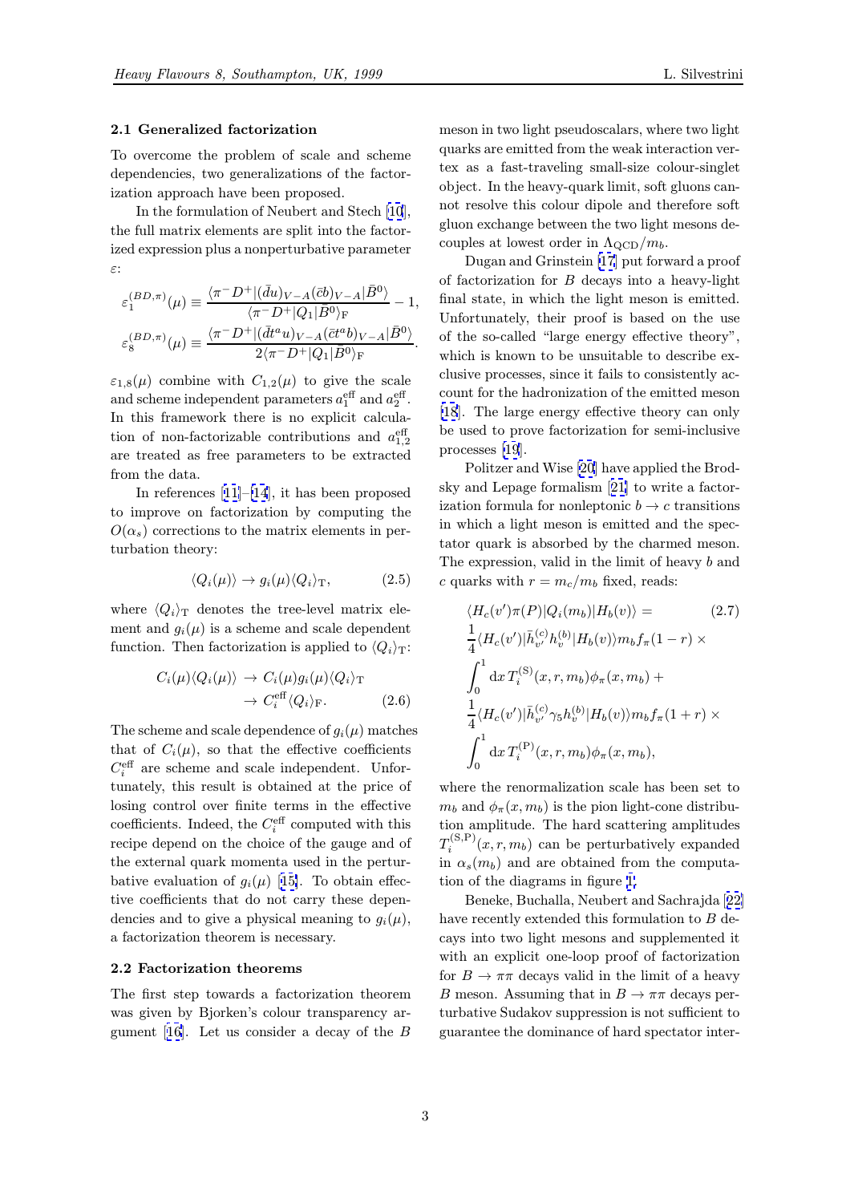### 2.1 Generalized factorization

To overcome the problem of scale and scheme dependencies, two generalizations of the factorization approach have been proposed.

In the formulation of Neubert and Stech [10], the full matrix elements are split into the factorized expression plus a nonperturbative parameter $\varepsilon$:

$$\varepsilon_1^{(BD,\pi)}(\mu) \equiv \frac{\langle \pi^- D^+ | (\bar{d}u)_{V-A} (\bar{c}b)_{V-A} | \bar{B}^0 \rangle}{\langle \pi^- D^+ | Q_1 | \bar{B}^0 \rangle_{\rm F}} - 1,$$
$$\varepsilon_8^{(BD,\pi)}(\mu) \equiv \frac{\langle \pi^- D^+ | (\bar{d}t^a u)_{V-A} (\bar{c}t^a b)_{V-A} | \bar{B}^0 \rangle}{2\langle \pi^- D^+ | Q_1 | \bar{B}^0 \rangle_{\rm F}}.$$

$\varepsilon_{1,8}(\mu)$ combine with $C_{1,2}(\mu)$ to give the scale and scheme independent parameters $a_1^{\rm eff}$ and $a_2^{\rm eff}$. In this framework there is no explicit calculation of non-factorizable contributions and $a_{1,2}^{\rm eff}$ are treated as free parameters to be extracted from the data.

In references [11]–[14], it has been proposed to improve on factorization by computing the $O(\alpha_s)$ corrections to the matrix elements in perturbation theory:

$$\langle Q_i(\mu) \rangle \to g_i(\mu) \langle Q_i \rangle_{\rm T}, \qquad (2.5)$$

where $\langle Q_i \rangle_{\rm T}$ denotes the tree-level matrix element and $g_i(\mu)$ is a scheme and scale dependent function. Then factorization is applied to $\langle Q_i \rangle_{\rm T}$:

$$\begin{aligned} C_i(\mu)\langle Q_i(\mu) \rangle &\to C_i(\mu) g_i(\mu) \langle Q_i \rangle_{\rm T} \\ &\to C_i^{\rm eff} \langle Q_i \rangle_{\rm F}. \end{aligned} \qquad (2.6)$$

The scheme and scale dependence of $g_i(\mu)$ matches that of $C_i(\mu)$, so that the effective coefficients $C_i^{\rm eff}$ are scheme and scale independent. Unfortunately, this result is obtained at the price of losing control over finite terms in the effective coefficients. Indeed, the $C_i^{\rm eff}$ computed with this recipe depend on the choice of the gauge and of the external quark momenta used in the perturbative evaluation of $g_i(\mu)$ [15]. To obtain effective coefficients that do not carry these dependencies and to give a physical meaning to $g_i(\mu)$, a factorization theorem is necessary.

### 2.2 Factorization theorems

The first step towards a factorization theorem was given by Bjorken's colour transparency argument [16]. Let us consider a decay of the $B$ meson in two light pseudoscalars, where two light quarks are emitted from the weak interaction vertex as a fast-traveling small-size colour-singlet object. In the heavy-quark limit, soft gluons cannot resolve this colour dipole and therefore soft gluon exchange between the two light mesons decouples at lowest order in $\Lambda_{\rm QCD}/m_b$.

Dugan and Grinstein [17] put forward a proof of factorization for $B$ decays into a heavy-light final state, in which the light meson is emitted. Unfortunately, their proof is based on the use of the so-called "large energy effective theory", which is known to be unsuitable to describe exclusive processes, since it fails to consistently account for the hadronization of the emitted meson [18]. The large energy effective theory can only be used to prove factorization for semi-inclusive processes [19].

Politzer and Wise [20] have applied the Brodsky and Lepage formalism [21] to write a factorization formula for nonleptonic $b \to c$ transitions in which a light meson is emitted and the spectator quark is absorbed by the charmed meson. The expression, valid in the limit of heavy $b$ and $c$ quarks with $r = m_c/m_b$ fixed, reads:

$$\begin{aligned} &\langle H_c(v')\pi(P)|Q_i(m_b)|H_b(v)\rangle = \\ &\frac{1}{4}\langle H_c(v')|\bar{h}_{v'}^{(c)} h_v^{(b)}|H_b(v)\rangle m_b f_\pi (1-r) \times \\ &\int_0^1 {\rm d}x\, T_i^{(\rm S)}(x,r,m_b)\phi_\pi(x,m_b) + \\ &\frac{1}{4}\langle H_c(v')|\bar{h}_{v'}^{(c)} \gamma_5 h_v^{(b)}|H_b(v)\rangle m_b f_\pi (1+r) \times \\ &\int_0^1 {\rm d}x\, T_i^{(\rm P)}(x,r,m_b)\phi_\pi(x,m_b), \end{aligned} \qquad (2.7)$$

where the renormalization scale has been set to $m_b$ and $\phi_\pi(x,m_b)$ is the pion light-cone distribution amplitude. The hard scattering amplitudes $T_i^{(\rm S,P)}(x,r,m_b)$ can be perturbatively expanded in $\alpha_s(m_b)$ and are obtained from the computation of the diagrams in figure 1.

Beneke, Buchalla, Neubert and Sachrajda [22] have recently extended this formulation to $B$ decays into two light mesons and supplemented it with an explicit one-loop proof of factorization for $B \to \pi\pi$ decays valid in the limit of a heavy $B$ meson. Assuming that in $B \to \pi\pi$ decays perturbative Sudakov suppression is not sufficient to guarantee the dominance of hard spectator inter-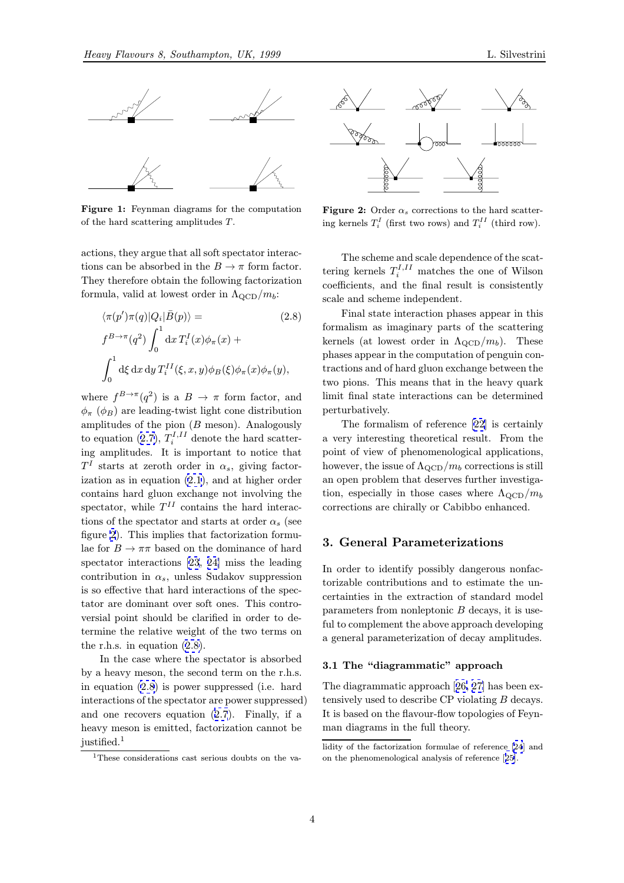**Figure 1:** Feynman diagrams for the computation of the hard scattering amplitudes $T$.

**Figure 2:** Order $\alpha_s$ corrections to the hard scattering kernels $T_i^I$ (first two rows) and $T_i^{II}$ (third row).

actions, they argue that all soft spectator interactions can be absorbed in the $B \to \pi$ form factor. They therefore obtain the following factorization formula, valid at lowest order in $\Lambda_{\rm QCD}/m_b$:

$$
\begin{aligned}
&\langle \pi(p')\pi(q)|Q_i|\bar{B}(p)\rangle = \qquad (2.8)\\
&f^{B\to\pi}(q^2)\int_0^1 \mathrm{d}x\, T_i^I(x)\phi_\pi(x) + \\
&\int_0^1 \mathrm{d}\xi\,\mathrm{d}x\,\mathrm{d}y\, T_i^{II}(\xi,x,y)\phi_B(\xi)\phi_\pi(x)\phi_\pi(y),
\end{aligned}
$$

where $f^{B\to\pi}(q^2)$ is a $B \to \pi$ form factor, and $\phi_\pi$ ($\phi_B$) are leading-twist light cone distribution amplitudes of the pion ($B$ meson). Analogously to equation (2.7), $T_i^{I,II}$ denote the hard scattering amplitudes. It is important to notice that $T^I$ starts at zeroth order in $\alpha_s$, giving factorization as in equation (2.1), and at higher order contains hard gluon exchange not involving the spectator, while $T^{II}$ contains the hard interactions of the spectator and starts at order $\alpha_s$ (see figure 2). This implies that factorization formulae for $B \to \pi\pi$ based on the dominance of hard spectator interactions [23, 24] miss the leading contribution in $\alpha_s$, unless Sudakov suppression is so effective that hard interactions of the spectator are dominant over soft ones. This controversial point should be clarified in order to determine the relative weight of the two terms on the r.h.s. in equation (2.8).

In the case where the spectator is absorbed by a heavy meson, the second term on the r.h.s. in equation (2.8) is power suppressed (i.e. hard interactions of the spectator are power suppressed) and one recovers equation (2.7). Finally, if a heavy meson is emitted, factorization cannot be justified.[1]

The scheme and scale dependence of the scattering kernels $T_i^{I,II}$ matches the one of Wilson coefficients, and the final result is consistently scale and scheme independent.

Final state interaction phases appear in this formalism as imaginary parts of the scattering kernels (at lowest order in $\Lambda_{\rm QCD}/m_b$). These phases appear in the computation of penguin contractions and of hard gluon exchange between the two pions. This means that in the heavy quark limit final state interactions can be determined perturbatively.

The formalism of reference [22] is certainly a very interesting theoretical result. From the point of view of phenomenological applications, however, the issue of $\Lambda_{\rm QCD}/m_b$ corrections is still an open problem that deserves further investigation, especially in those cases where $\Lambda_{\rm QCD}/m_b$ corrections are chirally or Cabibbo enhanced.

## 3. General Parameterizations

In order to identify possibly dangerous nonfactorizable contributions and to estimate the uncertainties in the extraction of standard model parameters from nonleptonic $B$ decays, it is useful to complement the above approach developing a general parameterization of decay amplitudes.

### 3.1 The "diagrammatic" approach

The diagrammatic approach [26, 27] has been extensively used to describe CP violating $B$ decays. It is based on the flavour-flow topologies of Feynman diagrams in the full theory.

[1] These considerations cast serious doubts on the validity of the factorization formulae of reference [24] and on the phenomenological analysis of reference [25].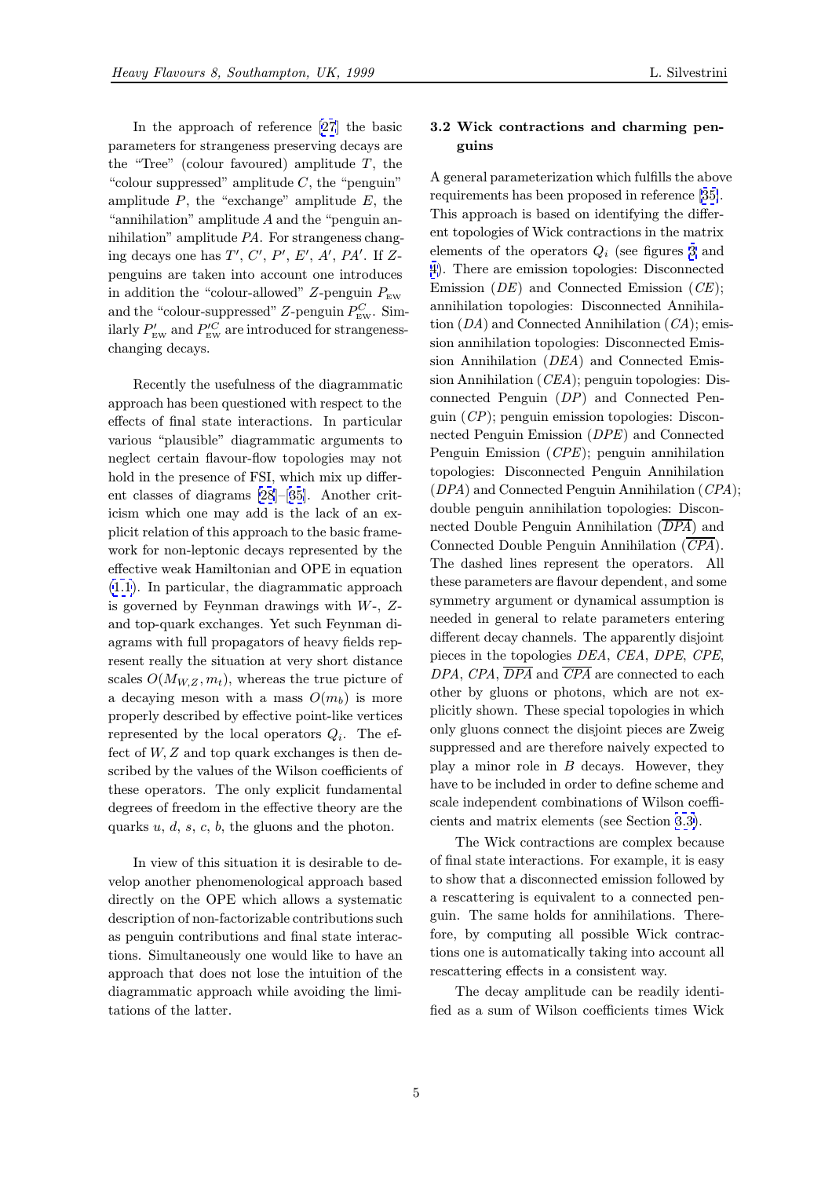In the approach of reference [27] the basic parameters for strangeness preserving decays are the "Tree" (colour favoured) amplitude $T$, the "colour suppressed" amplitude $C$, the "penguin" amplitude $P$, the "exchange" amplitude $E$, the "annihilation" amplitude $A$ and the "penguin annihilation" amplitude $PA$. For strangeness changing decays one has $T'$, $C'$, $P'$, $E'$, $A'$, $PA'$. If $Z$-penguins are taken into account one introduces in addition the "colour-allowed" $Z$-penguin $P_{\rm EW}$ and the "colour-suppressed" $Z$-penguin $P^C_{\rm EW}$. Similarly $P'_{\rm EW}$ and $P'^C_{\rm EW}$ are introduced for strangeness-changing decays.

Recently the usefulness of the diagrammatic approach has been questioned with respect to the effects of final state interactions. In particular various "plausible" diagrammatic arguments to neglect certain flavour-flow topologies may not hold in the presence of FSI, which mix up different classes of diagrams [28]–[35]. Another criticism which one may add is the lack of an explicit relation of this approach to the basic framework for non-leptonic decays represented by the effective weak Hamiltonian and OPE in equation (1.1). In particular, the diagrammatic approach is governed by Feynman drawings with $W$-, $Z$- and top-quark exchanges. Yet such Feynman diagrams with full propagators of heavy fields represent really the situation at very short distance scales $O(M_{W,Z}, m_t)$, whereas the true picture of a decaying meson with a mass $O(m_b)$ is more properly described by effective point-like vertices represented by the local operators $Q_i$. The effect of $W, Z$ and top quark exchanges is then described by the values of the Wilson coefficients of these operators. The only explicit fundamental degrees of freedom in the effective theory are the quarks $u$, $d$, $s$, $c$, $b$, the gluons and the photon.

In view of this situation it is desirable to develop another phenomenological approach based directly on the OPE which allows a systematic description of non-factorizable contributions such as penguin contributions and final state interactions. Simultaneously one would like to have an approach that does not lose the intuition of the diagrammatic approach while avoiding the limitations of the latter.

### 3.2 Wick contractions and charming penguins

A general parameterization which fulfills the above requirements has been proposed in reference [35]. This approach is based on identifying the different topologies of Wick contractions in the matrix elements of the operators $Q_i$ (see figures 3 and 4). There are emission topologies: Disconnected Emission ($DE$) and Connected Emission ($CE$); annihilation topologies: Disconnected Annihilation ($DA$) and Connected Annihilation ($CA$); emission annihilation topologies: Disconnected Emission Annihilation ($DEA$) and Connected Emission Annihilation ($CEA$); penguin topologies: Disconnected Penguin ($DP$) and Connected Penguin ($CP$); penguin emission topologies: Disconnected Penguin Emission ($DPE$) and Connected Penguin Emission ($CPE$); penguin annihilation topologies: Disconnected Penguin Annihilation ($DPA$) and Connected Penguin Annihilation ($CPA$); double penguin annihilation topologies: Disconnected Double Penguin Annihilation ($\overline{DPA}$) and Connected Double Penguin Annihilation ($\overline{CPA}$). The dashed lines represent the operators. All these parameters are flavour dependent, and some symmetry argument or dynamical assumption is needed in general to relate parameters entering different decay channels. The apparently disjoint pieces in the topologies $DEA$, $CEA$, $DPE$, $CPE$, $DPA$, $CPA$, $\overline{DPA}$ and $\overline{CPA}$ are connected to each other by gluons or photons, which are not explicitly shown. These special topologies in which only gluons connect the disjoint pieces are Zweig suppressed and are therefore naively expected to play a minor role in $B$ decays. However, they have to be included in order to define scheme and scale independent combinations of Wilson coefficients and matrix elements (see Section 3.3).

The Wick contractions are complex because of final state interactions. For example, it is easy to show that a disconnected emission followed by a rescattering is equivalent to a connected penguin. The same holds for annihilations. Therefore, by computing all possible Wick contractions one is automatically taking into account all rescattering effects in a consistent way.

The decay amplitude can be readily identified as a sum of Wilson coefficients times Wick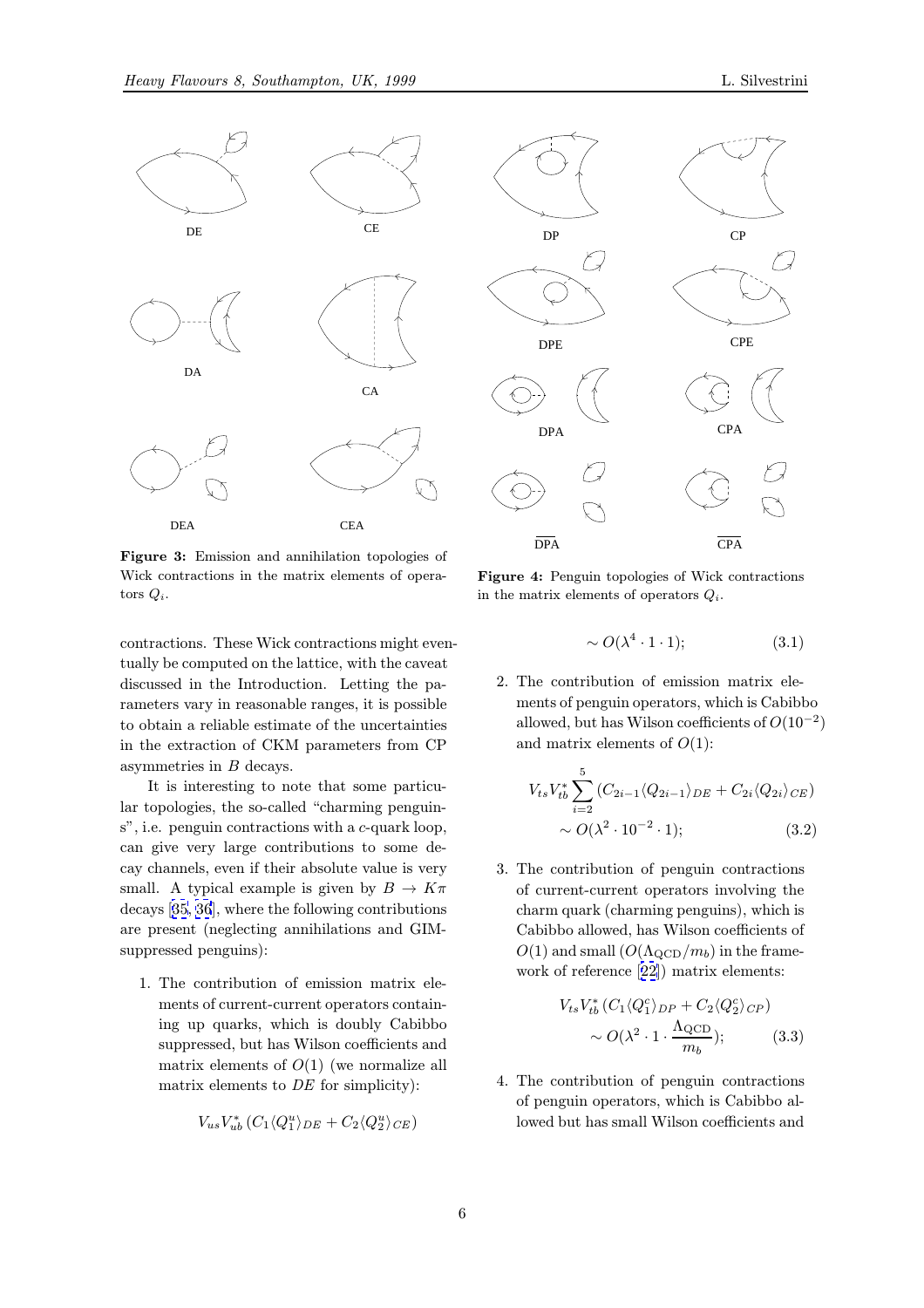Figure 3: Emission and annihilation topologies of Wick contractions in the matrix elements of operators $Q_i$.

Figure 4: Penguin topologies of Wick contractions in the matrix elements of operators $Q_i$.

contractions. These Wick contractions might eventually be computed on the lattice, with the caveat discussed in the Introduction. Letting the parameters vary in reasonable ranges, it is possible to obtain a reliable estimate of the uncertainties in the extraction of CKM parameters from CP asymmetries in $B$ decays.

It is interesting to note that some particular topologies, the so-called "charming penguins", i.e. penguin contractions with a $c$-quark loop, can give very large contributions to some decay channels, even if their absolute value is very small. A typical example is given by $B \to K\pi$ decays [35, 36], where the following contributions are present (neglecting annihilations and GIM-suppressed penguins):

1. The contribution of emission matrix elements of current-current operators containing up quarks, which is doubly Cabibbo suppressed, but has Wilson coefficients and matrix elements of $O(1)$ (we normalize all matrix elements to $DE$ for simplicity):

$$V_{us}V_{ub}^*\left(C_1\langle Q_1^u\rangle_{DE} + C_2\langle Q_2^u\rangle_{CE}\right)$$

$$\sim O(\lambda^4 \cdot 1 \cdot 1); \qquad (3.1)$$

2. The contribution of emission matrix elements of penguin operators, which is Cabibbo allowed, but has Wilson coefficients of $O(10^{-2})$ and matrix elements of $O(1)$:

$$V_{ts}V_{tb}^*\sum_{i=2}^{5}\left(C_{2i-1}\langle Q_{2i-1}\rangle_{DE} + C_{2i}\langle Q_{2i}\rangle_{CE}\right)$$
$$\sim O(\lambda^2 \cdot 10^{-2} \cdot 1); \qquad (3.2)$$

3. The contribution of penguin contractions of current-current operators involving the charm quark (charming penguins), which is Cabibbo allowed, has Wilson coefficients of $O(1)$ and small ($O(\Lambda_{\rm QCD}/m_b)$ in the framework of reference [22]) matrix elements:

$$V_{ts}V_{tb}^*\left(C_1\langle Q_1^c\rangle_{DP} + C_2\langle Q_2^c\rangle_{CP}\right)$$
$$\sim O(\lambda^2 \cdot 1 \cdot \frac{\Lambda_{\rm QCD}}{m_b}); \qquad (3.3)$$

4. The contribution of penguin contractions of penguin operators, which is Cabibbo allowed but has small Wilson coefficients and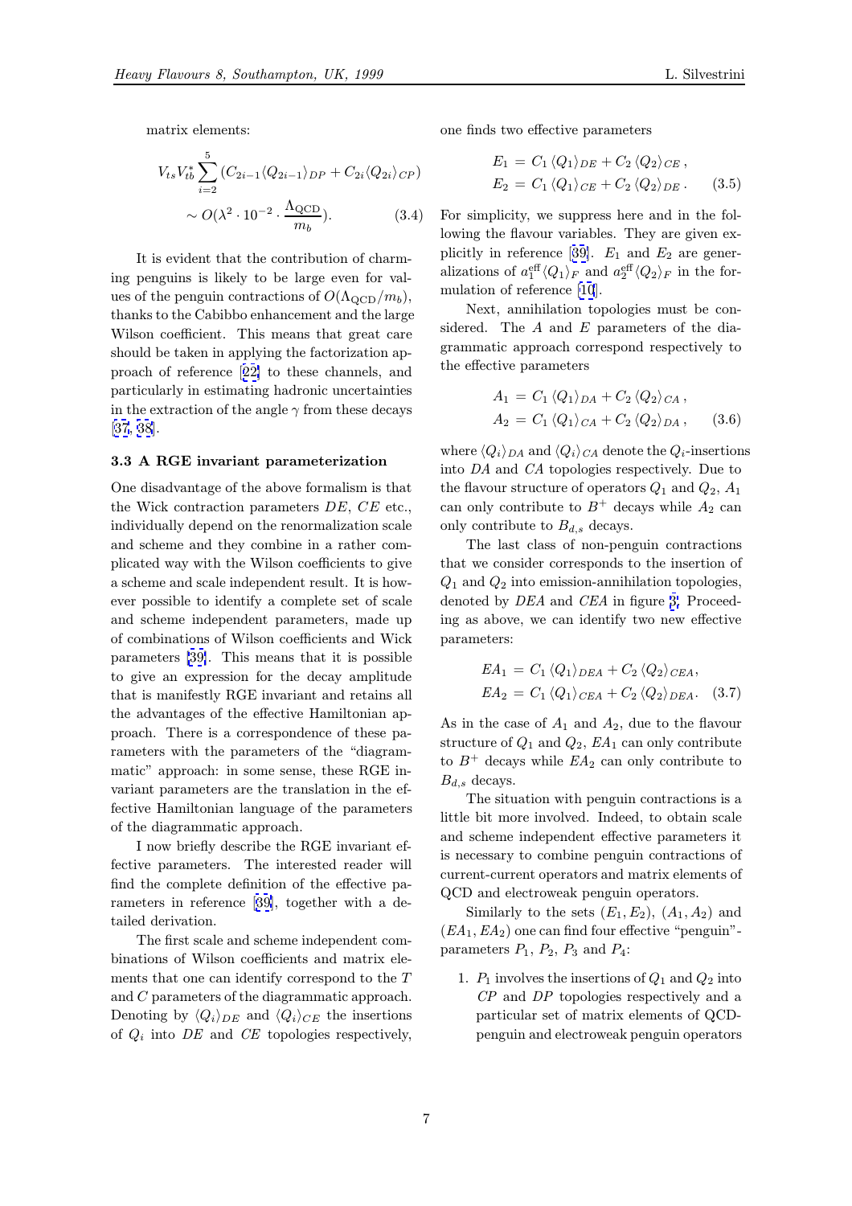matrix elements:

$$V_{ts}V_{tb}^{*}\sum_{i=2}^{5}\left(C_{2i-1}\langle Q_{2i-1}\rangle_{DP}+C_{2i}\langle Q_{2i}\rangle_{CP}\right) \sim O(\lambda^{2}\cdot 10^{-2}\cdot\frac{\Lambda_{\rm QCD}}{m_b}). \qquad (3.4)$$

It is evident that the contribution of charming penguins is likely to be large even for values of the penguin contractions of $O(\Lambda_{\rm QCD}/m_b)$, thanks to the Cabibbo enhancement and the large Wilson coefficient. This means that great care should be taken in applying the factorization approach of reference [22] to these channels, and particularly in estimating hadronic uncertainties in the extraction of the angle $\gamma$ from these decays [37, 38].

### 3.3 A RGE invariant parameterization

One disadvantage of the above formalism is that the Wick contraction parameters $DE$, $CE$ etc., individually depend on the renormalization scale and scheme and they combine in a rather complicated way with the Wilson coefficients to give a scheme and scale independent result. It is however possible to identify a complete set of scale and scheme independent parameters, made up of combinations of Wilson coefficients and Wick parameters [39]. This means that it is possible to give an expression for the decay amplitude that is manifestly RGE invariant and retains all the advantages of the effective Hamiltonian approach. There is a correspondence of these parameters with the parameters of the "diagrammatic" approach: in some sense, these RGE invariant parameters are the translation in the effective Hamiltonian language of the parameters of the diagrammatic approach.

I now briefly describe the RGE invariant effective parameters. The interested reader will find the complete definition of the effective parameters in reference [39], together with a detailed derivation.

The first scale and scheme independent combinations of Wilson coefficients and matrix elements that one can identify correspond to the $T$ and $C$ parameters of the diagrammatic approach. Denoting by $\langle Q_i\rangle_{DE}$ and $\langle Q_i\rangle_{CE}$ the insertions of $Q_i$ into $DE$ and $CE$ topologies respectively, one finds two effective parameters

$$\begin{aligned} E_1 &= C_1\,\langle Q_1\rangle_{DE}+C_2\,\langle Q_2\rangle_{CE}\,,\\ E_2 &= C_1\,\langle Q_1\rangle_{CE}+C_2\,\langle Q_2\rangle_{DE}\,. \end{aligned} \qquad (3.5)$$

For simplicity, we suppress here and in the following the flavour variables. They are given explicitly in reference [39]. $E_1$ and $E_2$ are generalizations of $a_1^{\rm eff}\langle Q_1\rangle_F$ and $a_2^{\rm eff}\langle Q_2\rangle_F$ in the formulation of reference [10].

Next, annihilation topologies must be considered. The $A$ and $E$ parameters of the diagrammatic approach correspond respectively to the effective parameters

$$\begin{aligned} A_1 &= C_1\,\langle Q_1\rangle_{DA}+C_2\,\langle Q_2\rangle_{CA}\,,\\ A_2 &= C_1\,\langle Q_1\rangle_{CA}+C_2\,\langle Q_2\rangle_{DA}\,, \end{aligned} \qquad (3.6)$$

where $\langle Q_i\rangle_{DA}$ and $\langle Q_i\rangle_{CA}$ denote the $Q_i$-insertions into $DA$ and $CA$ topologies respectively. Due to the flavour structure of operators $Q_1$ and $Q_2$, $A_1$ can only contribute to $B^+$ decays while $A_2$ can only contribute to $B_{d,s}$ decays.

The last class of non-penguin contractions that we consider corresponds to the insertion of $Q_1$ and $Q_2$ into emission-annihilation topologies, denoted by $DEA$ and $CEA$ in figure 3. Proceeding as above, we can identify two new effective parameters:

$$\begin{aligned} EA_1 &= C_1\,\langle Q_1\rangle_{DEA}+C_2\,\langle Q_2\rangle_{CEA},\\ EA_2 &= C_1\,\langle Q_1\rangle_{CEA}+C_2\,\langle Q_2\rangle_{DEA}. \end{aligned} \qquad (3.7)$$

As in the case of $A_1$ and $A_2$, due to the flavour structure of $Q_1$ and $Q_2$, $EA_1$ can only contribute to $B^+$ decays while $EA_2$ can only contribute to $B_{d,s}$ decays.

The situation with penguin contractions is a little bit more involved. Indeed, to obtain scale and scheme independent effective parameters it is necessary to combine penguin contractions of current-current operators and matrix elements of QCD and electroweak penguin operators.

Similarly to the sets $(E_1,E_2)$, $(A_1,A_2)$ and $(EA_1,EA_2)$ one can find four effective "penguin"-parameters $P_1$, $P_2$, $P_3$ and $P_4$:

1. $P_1$ involves the insertions of $Q_1$ and $Q_2$ into $CP$ and $DP$ topologies respectively and a particular set of matrix elements of QCD-penguin and electroweak penguin operators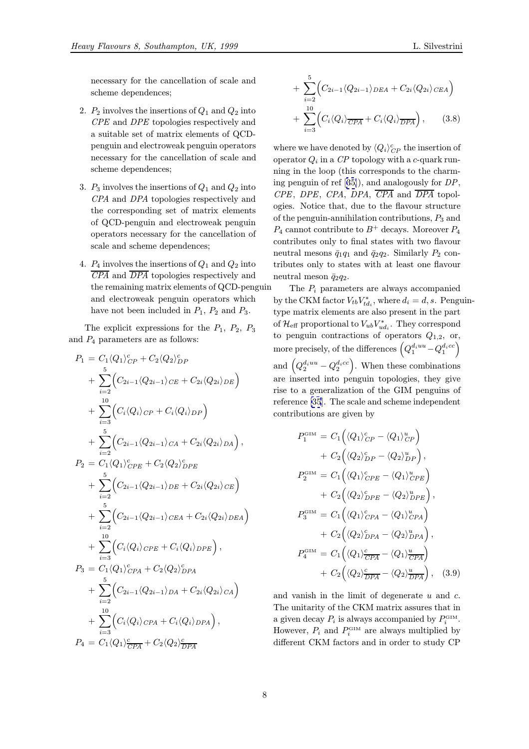necessary for the cancellation of scale and scheme dependences;

2. $P_2$ involves the insertions of $Q_1$ and $Q_2$ into *CPE* and *DPE* topologies respectively and a suitable set of matrix elements of QCD-penguin and electroweak penguin operators necessary for the cancellation of scale and scheme dependences;

3. $P_3$ involves the insertions of $Q_1$ and $Q_2$ into *CPA* and *DPA* topologies respectively and the corresponding set of matrix elements of QCD-penguin and electroweak penguin operators necessary for the cancellation of scale and scheme dependences;

4. $P_4$ involves the insertions of $Q_1$ and $Q_2$ into $\overline{CPA}$ and $\overline{DPA}$ topologies respectively and the remaining matrix elements of QCD-penguin and electroweak penguin operators which have not been included in $P_1$, $P_2$ and $P_3$.

The explicit expressions for the $P_1$, $P_2$, $P_3$ and $P_4$ parameters are as follows:

$$
\begin{aligned}
P_1 &= C_1\langle Q_1\rangle^c_{CP} + C_2\langle Q_2\rangle^c_{DP} \\
&+ \sum_{i=2}^{5}\Big(C_{2i-1}\langle Q_{2i-1}\rangle_{CE} + C_{2i}\langle Q_{2i}\rangle_{DE}\Big) \\
&+ \sum_{i=3}^{10}\Big(C_i\langle Q_i\rangle_{CP} + C_i\langle Q_i\rangle_{DP}\Big) \\
&+ \sum_{i=2}^{5}\Big(C_{2i-1}\langle Q_{2i-1}\rangle_{CA} + C_{2i}\langle Q_{2i}\rangle_{DA}\Big), \\
P_2 &= C_1\langle Q_1\rangle^c_{CPE} + C_2\langle Q_2\rangle^c_{DPE} \\
&+ \sum_{i=2}^{5}\Big(C_{2i-1}\langle Q_{2i-1}\rangle_{DE} + C_{2i}\langle Q_{2i}\rangle_{CE}\Big) \\
&+ \sum_{i=2}^{5}\Big(C_{2i-1}\langle Q_{2i-1}\rangle_{CEA} + C_{2i}\langle Q_{2i}\rangle_{DEA}\Big) \\
&+ \sum_{i=3}^{10}\Big(C_i\langle Q_i\rangle_{CPE} + C_i\langle Q_i\rangle_{DPE}\Big), \\
P_3 &= C_1\langle Q_1\rangle^c_{CPA} + C_2\langle Q_2\rangle^c_{DPA} \\
&+ \sum_{i=2}^{5}\Big(C_{2i-1}\langle Q_{2i-1}\rangle_{DA} + C_{2i}\langle Q_{2i}\rangle_{CA}\Big) \\
&+ \sum_{i=3}^{10}\Big(C_i\langle Q_i\rangle_{CPA} + C_i\langle Q_i\rangle_{DPA}\Big), \\
P_4 &= C_1\langle Q_1\rangle^c_{\overline{CPA}} + C_2\langle Q_2\rangle^c_{\overline{DPA}} \\
&+ \sum_{i=2}^{5}\Big(C_{2i-1}\langle Q_{2i-1}\rangle_{DEA} + C_{2i}\langle Q_{2i}\rangle_{CEA}\Big) \\
&+ \sum_{i=3}^{10}\Big(C_i\langle Q_i\rangle_{\overline{CPA}} + C_i\langle Q_i\rangle_{\overline{DPA}}\Big), \qquad (3.8)
\end{aligned}
$$

where we have denoted by $\langle Q_i\rangle^c_{CP}$ the insertion of operator $Q_i$ in a *CP* topology with a $c$-quark running in the loop (this corresponds to the charming penguin of ref [35]), and analogously for *DP*, *CPE*, *DPE*, *CPA*, *DPA*, $\overline{CPA}$ and $\overline{DPA}$ topologies. Notice that, due to the flavour structure of the penguin-annihilation contributions, $P_3$ and $P_4$ cannot contribute to $B^+$ decays. Moreover $P_4$ contributes only to final states with two flavour neutral mesons $\bar{q}_1 q_1$ and $\bar{q}_2 q_2$. Similarly $P_2$ contributes only to states with at least one flavour neutral meson $\bar{q}_2 q_2$.

The $P_i$ parameters are always accompanied by the CKM factor $V_{tb}V^*_{td_i}$, where $d_i = d, s$. Penguin-type matrix elements are also present in the part of $\mathcal{H}_{\rm eff}$ proportional to $V_{ub}V^*_{ud_i}$. They correspond to penguin contractions of operators $Q_{1,2}$, or, more precisely, of the differences $\left(Q_1^{d_i uu} - Q_1^{d_i cc}\right)$ and $\left(Q_2^{d_i uu} - Q_2^{d_i cc}\right)$. When these combinations are inserted into penguin topologies, they give rise to a generalization of the GIM penguins of reference [35]. The scale and scheme independent contributions are given by

$$
\begin{aligned}
P_1^{\rm GIM} &= C_1\Big(\langle Q_1\rangle^c_{CP} - \langle Q_1\rangle^u_{CP}\Big) \\
&+ C_2\Big(\langle Q_2\rangle^c_{DP} - \langle Q_2\rangle^u_{DP}\Big), \\
P_2^{\rm GIM} &= C_1\Big(\langle Q_1\rangle^c_{CPE} - \langle Q_1\rangle^u_{CPE}\Big) \\
&+ C_2\Big(\langle Q_2\rangle^c_{DPE} - \langle Q_2\rangle^u_{DPE}\Big), \\
P_3^{\rm GIM} &= C_1\Big(\langle Q_1\rangle^c_{CPA} - \langle Q_1\rangle^u_{CPA}\Big) \\
&+ C_2\Big(\langle Q_2\rangle^c_{DPA} - \langle Q_2\rangle^u_{DPA}\Big), \\
P_4^{\rm GIM} &= C_1\Big(\langle Q_1\rangle^c_{\overline{CPA}} - \langle Q_1\rangle^u_{\overline{CPA}}\Big) \\
&+ C_2\Big(\langle Q_2\rangle^c_{\overline{DPA}} - \langle Q_2\rangle^u_{\overline{DPA}}\Big), \qquad (3.9)
\end{aligned}
$$

and vanish in the limit of degenerate $u$ and $c$. The unitarity of the CKM matrix assures that in a given decay $P_i$ is always accompanied by $P_i^{\rm GIM}$. However, $P_i$ and $P_i^{\rm GIM}$ are always multiplied by different CKM factors and in order to study CP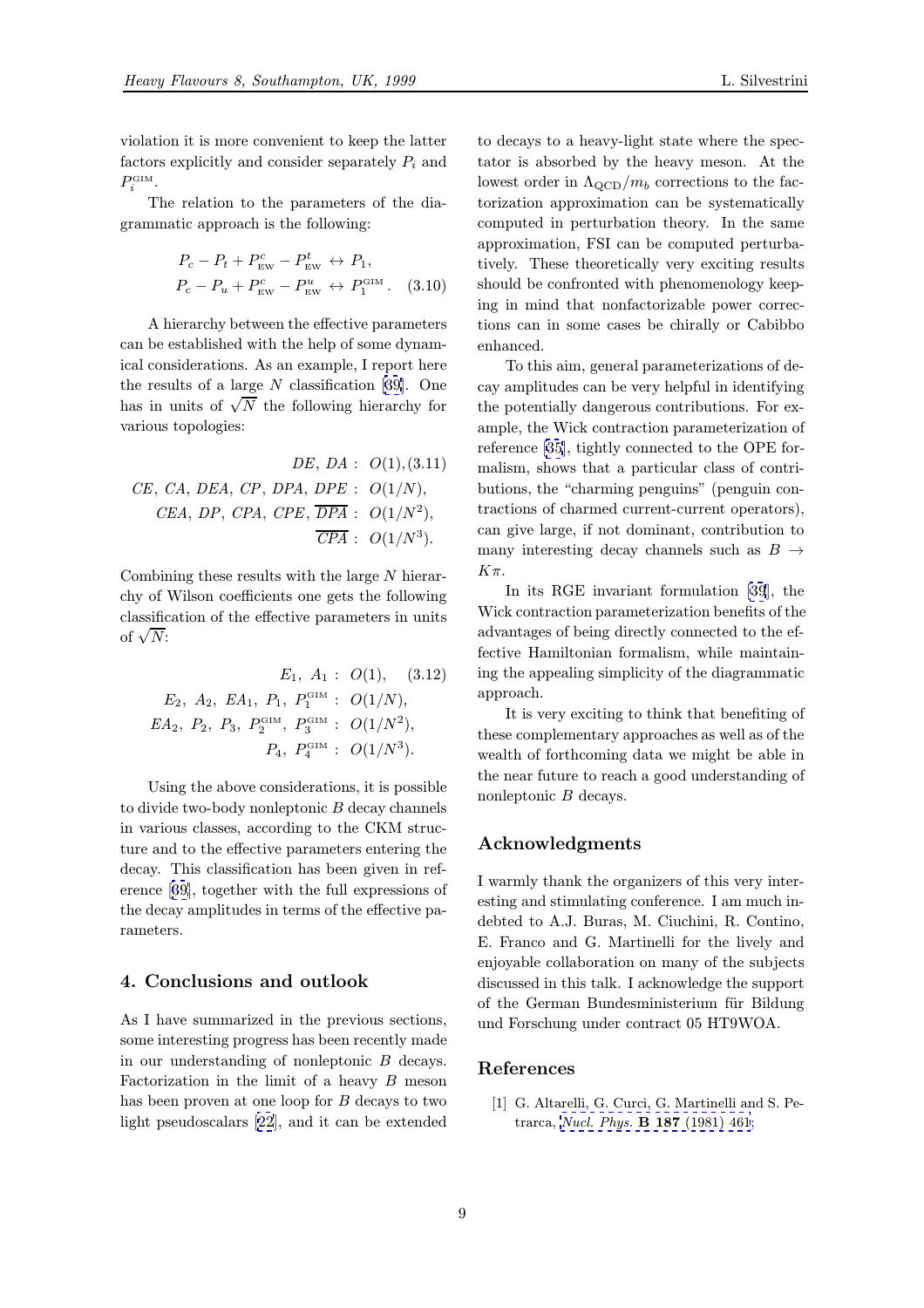violation it is more convenient to keep the latter factors explicitly and consider separately $P_i$ and $P_i^{\rm GIM}$.

The relation to the parameters of the diagrammatic approach is the following:

$$
\begin{aligned}
P_c - P_t + P_{\rm EW}^c - P_{\rm EW}^t &\leftrightarrow P_1, \\
P_c - P_u + P_{\rm EW}^c - P_{\rm EW}^u &\leftrightarrow P_1^{\rm GIM}. \qquad (3.10)
\end{aligned}
$$

A hierarchy between the effective parameters can be established with the help of some dynamical considerations. As an example, I report here the results of a large $N$ classification [39]. One has in units of $\sqrt{N}$ the following hierarchy for various topologies:

$$
\begin{aligned}
DE,\, DA &:\ O(1), \qquad (3.11)\\
CE,\, CA,\, DEA,\, CP,\, DPA,\, DPE &:\ O(1/N), \\
CEA,\, DP,\, CPA,\, CPE,\, \overline{DPA} &:\ O(1/N^2), \\
\overline{CPA} &:\ O(1/N^3).
\end{aligned}
$$

Combining these results with the large $N$ hierarchy of Wilson coefficients one gets the following classification of the effective parameters in units of $\sqrt{N}$:

$$
\begin{aligned}
E_1,\ A_1 &:\ O(1), \qquad (3.12)\\
E_2,\ A_2,\ EA_1,\ P_1,\ P_1^{\rm GIM} &:\ O(1/N), \\
EA_2,\ P_2,\ P_3,\ P_2^{\rm GIM},\ P_3^{\rm GIM} &:\ O(1/N^2), \\
P_4,\ P_4^{\rm GIM} &:\ O(1/N^3).
\end{aligned}
$$

Using the above considerations, it is possible to divide two-body nonleptonic $B$ decay channels in various classes, according to the CKM structure and to the effective parameters entering the decay. This classification has been given in reference [39], together with the full expressions of the decay amplitudes in terms of the effective parameters.

## 4. Conclusions and outlook

As I have summarized in the previous sections, some interesting progress has been recently made in our understanding of nonleptonic $B$ decays. Factorization in the limit of a heavy $B$ meson has been proven at one loop for $B$ decays to two light pseudoscalars [22], and it can be extended to decays to a heavy-light state where the spectator is absorbed by the heavy meson. At the lowest order in $\Lambda_{\rm QCD}/m_b$ corrections to the factorization approximation can be systematically computed in perturbation theory. In the same approximation, FSI can be computed perturbatively. These theoretically very exciting results should be confronted with phenomenology keeping in mind that nonfactorizable power corrections can in some cases be chirally or Cabibbo enhanced.

To this aim, general parameterizations of decay amplitudes can be very helpful in identifying the potentially dangerous contributions. For example, the Wick contraction parameterization of reference [35], tightly connected to the OPE formalism, shows that a particular class of contributions, the "charming penguins" (penguin contractions of charmed current-current operators), can give large, if not dominant, contribution to many interesting decay channels such as $B \to K\pi$.

In its RGE invariant formulation [39], the Wick contraction parameterization benefits of the advantages of being directly connected to the effective Hamiltonian formalism, while maintaining the appealing simplicity of the diagrammatic approach.

It is very exciting to think that benefiting of these complementary approaches as well as of the wealth of forthcoming data we might be able in the near future to reach a good understanding of nonleptonic $B$ decays.

## Acknowledgments

I warmly thank the organizers of this very interesting and stimulating conference. I am much indebted to A.J. Buras, M. Ciuchini, R. Contino, E. Franco and G. Martinelli for the lively and enjoyable collaboration on many of the subjects discussed in this talk. I acknowledge the support of the German Bundesministerium für Bildung und Forschung under contract 05 HT9WOA.

## References

[1] G. Altarelli, G. Curci, G. Martinelli and S. Petrarca, *Nucl. Phys.* **B 187** (1981) 461;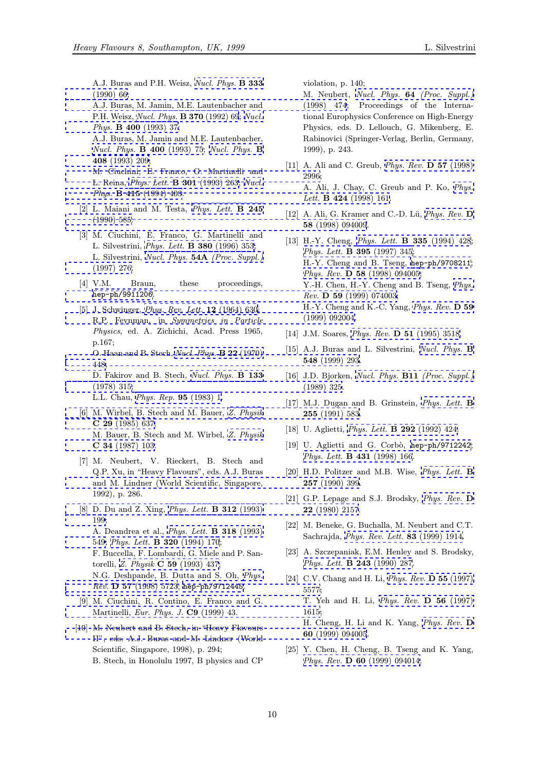A.J. Buras and P.H. Weisz, *Nucl. Phys.* **B 333** (1990) 66;
A.J. Buras, M. Jamin, M.E. Lautenbacher and P.H. Weisz, *Nucl. Phys.* **B 370** (1992) 69; *Nucl. Phys.* **B 400** (1993) 37;
A.J. Buras, M. Jamin and M.E. Lautenbacher, *Nucl. Phys.* **B 400** (1993) 75; *Nucl. Phys.* **B 408** (1993) 209;
M. Ciuchini, E. Franco, G. Martinelli and L. Reina, *Phys. Lett.* **B 301** (1993) 263; *Nucl. Phys.* **B 415** (1994) 403.

[2] L. Maiani and M. Testa, *Phys. Lett.* **B 245** (1990) 585.

[3] M. Ciuchini, E. Franco, G. Martinelli and L. Silvestrini, *Phys. Lett.* **B 380** (1996) 353;
L. Silvestrini, *Nucl. Phys.* **54A** *(Proc. Suppl.)* (1997) 276.

[4] V.M. Braun, these proceedings, hep-ph/9911206.

[5] J. Schwinger, *Phys. Rev. Lett.* **12** (1964) 630;
R.P. Feynman, in *Symmetries in Particle Physics*, ed. A. Zichichi, Acad. Press 1965, p.167;
O. Haan and B. Stech, *Nucl. Phys.* **B 22** (1970) 448;
D. Fakirov and B. Stech, *Nucl. Phys.* **B 133** (1978) 315;
L.L. Chau, *Phys. Rep.* **95** (1983) 1.

[6] M. Wirbel, B. Stech and M. Bauer, *Z. Physik* **C 29** (1985) 637;
M. Bauer, B. Stech and M. Wirbel, *Z. Physik* **C 34** (1987) 103.

[7] M. Neubert, V. Rieckert, B. Stech and Q.P. Xu, in "Heavy Flavours", eds. A.J. Buras and M. Lindner (World Scientific, Singapore, 1992), p. 286.

[8] D. Du and Z. Xing, *Phys. Lett.* **B 312** (1993) 199;
A. Deandrea et al., *Phys. Lett.* **B 318** (1993) 549; *Phys. Lett.* **B 320** (1994) 170;
F. Buccella, F. Lombardi, G. Miele and P. Santorelli, *Z. Physik* **C 59** (1993) 437;
N.G. Deshpande, B. Dutta and S. Oh, *Phys. Rev.* **D 57** (1998) 5723; hep-ph/9712445.

[9] M. Ciuchini, R. Contino, E. Franco and G. Martinelli, *Eur. Phys. J.* **C9** (1999) 43.

[10] M. Neubert and B. Stech, in "Heavy Flavours II", eds. A.J. Buras and M. Lindner (World Scientific, Singapore, 1998), p. 294;
B. Stech, in Honolulu 1997, B physics and CP violation, p. 140;
M. Neubert, *Nucl. Phys.* **64** *(Proc. Suppl.)* (1998) 474; Proceedings of the International Europhysics Conference on High-Energy Physics, eds. D. Lellouch, G. Mikenberg, E. Rabinovici (Springer-Verlag, Berlin, Germany, 1999), p. 243.

[11] A. Ali and C. Greub, *Phys. Rev.* **D 57** (1998) 2996;
A. Ali, J. Chay, C. Greub and P. Ko, *Phys. Lett.* **B 424** (1998) 161.

[12] A. Ali, G. Kramer and C.-D. Lü, *Phys. Rev.* **D 58** (1998) 094009.

[13] H.-Y. Cheng, *Phys. Lett.* **B 335** (1994) 428; *Phys. Lett.* **B 395** (1997) 345;
H.-Y. Cheng and B. Tseng, hep-ph/9708211; *Phys. Rev.* **D 58** (1998) 094005;
Y.-H. Chen, H.-Y. Cheng and B. Tseng, *Phys. Rev.* **D 59** (1999) 074003;
H.-Y. Cheng and K.-C. Yang, *Phys. Rev.* **D 59** (1999) 092004.

[14] J.M. Soares, *Phys. Rev.* **D 51** (1995) 3518.

[15] A.J. Buras and L. Silvestrini, *Nucl. Phys.* **B 548** (1999) 293.

[16] J.D. Bjorken, *Nucl. Phys.* **B11** *(Proc. Suppl.)* (1989) 325.

[17] M.J. Dugan and B. Grinstein, *Phys. Lett.* **B 255** (1991) 583.

[18] U. Aglietti, *Phys. Lett.* **B 292** (1992) 424.

[19] U. Aglietti and G. Corbò, hep-ph/9712242; *Phys. Lett.* **B 431** (1998) 166.

[20] H.D. Politzer and M.B. Wise, *Phys. Lett.* **B 257** (1990) 399.

[21] G.P. Lepage and S.J. Brodsky, *Phys. Rev.* **D 22** (1980) 2157.

[22] M. Beneke, G. Buchalla, M. Neubert and C.T. Sachrajda, *Phys. Rev. Lett.* **83** (1999) 1914.

[23] A. Szczepaniak, E.M. Henley and S. Brodsky, *Phys. Lett.* **B 243** (1990) 287.

[24] C.V. Chang and H. Li, *Phys. Rev.* **D 55** (1997) 5577;
T. Yeh and H. Li, *Phys. Rev.* **D 56** (1997) 1615;
H. Cheng, H. Li and K. Yang, *Phys. Rev.* **D 60** (1999) 094005.

[25] Y. Chen, H. Cheng, B. Tseng and K. Yang, *Phys. Rev.* **D 60** (1999) 094014.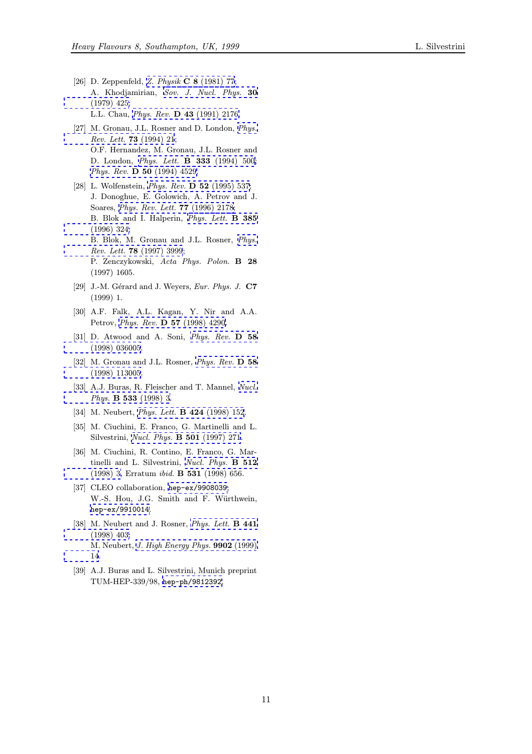[26] D. Zeppenfeld, *Z. Physik* **C 8** (1981) 77;
A. Khodjamirian, *Sov. J. Nucl. Phys.* **30** (1979) 425;
L.L. Chau, *Phys. Rev.* **D 43** (1991) 2176.

[27] M. Gronau, J.L. Rosner and D. London, *Phys. Rev. Lett.* **73** (1994) 21;
O.F. Hernandez, M. Gronau, J.L. Rosner and D. London, *Phys. Lett.* **B 333** (1994) 500; *Phys. Rev.* **D 50** (1994) 4529.

[28] L. Wolfenstein, *Phys. Rev.* **D 52** (1995) 537;
J. Donoghue, E. Golowich, A. Petrov and J. Soares, *Phys. Rev. Lett.* **77** (1996) 2178;
B. Blok and I. Halperin, *Phys. Lett.* **B 385** (1996) 324;
B. Blok, M. Gronau and J.L. Rosner, *Phys. Rev. Lett.* **78** (1997) 3999;
P. Zenczykowski, *Acta Phys. Polon.* **B 28** (1997) 1605.

[29] J.-M. Gérard and J. Weyers, *Eur. Phys. J.* **C7** (1999) 1.

[30] A.F. Falk, A.L. Kagan, Y. Nir and A.A. Petrov, *Phys. Rev.* **D 57** (1998) 4290.

[31] D. Atwood and A. Soni, *Phys. Rev.* **D 58** (1998) 036005.

[32] M. Gronau and J.L. Rosner, *Phys. Rev.* **D 58** (1998) 113005.

[33] A.J. Buras, R. Fleischer and T. Mannel, *Nucl. Phys.* **B 533** (1998) 3.

[34] M. Neubert, *Phys. Lett.* **B 424** (1998) 152.

[35] M. Ciuchini, E. Franco, G. Martinelli and L. Silvestrini, *Nucl. Phys.* **B 501** (1997) 271.

[36] M. Ciuchini, R. Contino, E. Franco, G. Martinelli and L. Silvestrini, *Nucl. Phys.* **B 512** (1998) 3; Erratum *ibid.* **B 531** (1998) 656.

[37] CLEO collaboration, `hep-ex/9908039`;
W.-S. Hou, J.G. Smith and F. Würthwein, `hep-ex/9910014`.

[38] M. Neubert and J. Rosner, *Phys. Lett.* **B 441** (1998) 403;
M. Neubert, *J. High Energy Phys.* **9902** (1999) 14.

[39] A.J. Buras and L. Silvestrini, Munich preprint TUM-HEP-339/98, `hep-ph/9812392`.